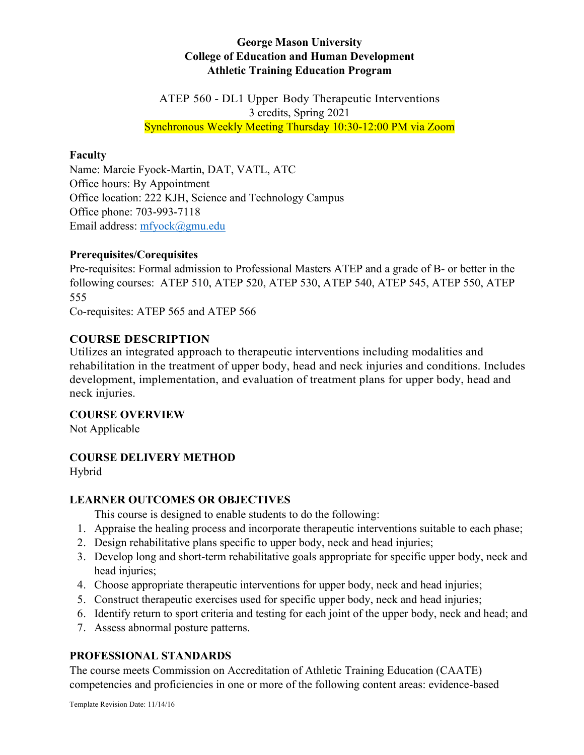**George Mason University**
**College of Education and Human Development**
**Athletic Training Education Program**

ATEP 560 - DL1 Upper Body Therapeutic Interventions
3 credits, Spring 2021
Synchronous Weekly Meeting Thursday 10:30-12:00 PM via Zoom

**Faculty**
Name: Marcie Fyock-Martin, DAT, VATL, ATC
Office hours: By Appointment
Office location: 222 KJH, Science and Technology Campus
Office phone: 703-993-7118
Email address: mfyock@gmu.edu

**Prerequisites/Corequisites**
Pre-requisites: Formal admission to Professional Masters ATEP and a grade of B- or better in the following courses: ATEP 510, ATEP 520, ATEP 530, ATEP 540, ATEP 545, ATEP 550, ATEP 555
Co-requisites: ATEP 565 and ATEP 566

## COURSE DESCRIPTION

Utilizes an integrated approach to therapeutic interventions including modalities and rehabilitation in the treatment of upper body, head and neck injuries and conditions. Includes development, implementation, and evaluation of treatment plans for upper body, head and neck injuries.

## COURSE OVERVIEW

Not Applicable

## COURSE DELIVERY METHOD

Hybrid

## LEARNER OUTCOMES OR OBJECTIVES

This course is designed to enable students to do the following:

1. Appraise the healing process and incorporate therapeutic interventions suitable to each phase;
2. Design rehabilitative plans specific to upper body, neck and head injuries;
3. Develop long and short-term rehabilitative goals appropriate for specific upper body, neck and head injuries;
4. Choose appropriate therapeutic interventions for upper body, neck and head injuries;
5. Construct therapeutic exercises used for specific upper body, neck and head injuries;
6. Identify return to sport criteria and testing for each joint of the upper body, neck and head; and
7. Assess abnormal posture patterns.

## PROFESSIONAL STANDARDS

The course meets Commission on Accreditation of Athletic Training Education (CAATE) competencies and proficiencies in one or more of the following content areas: evidence-based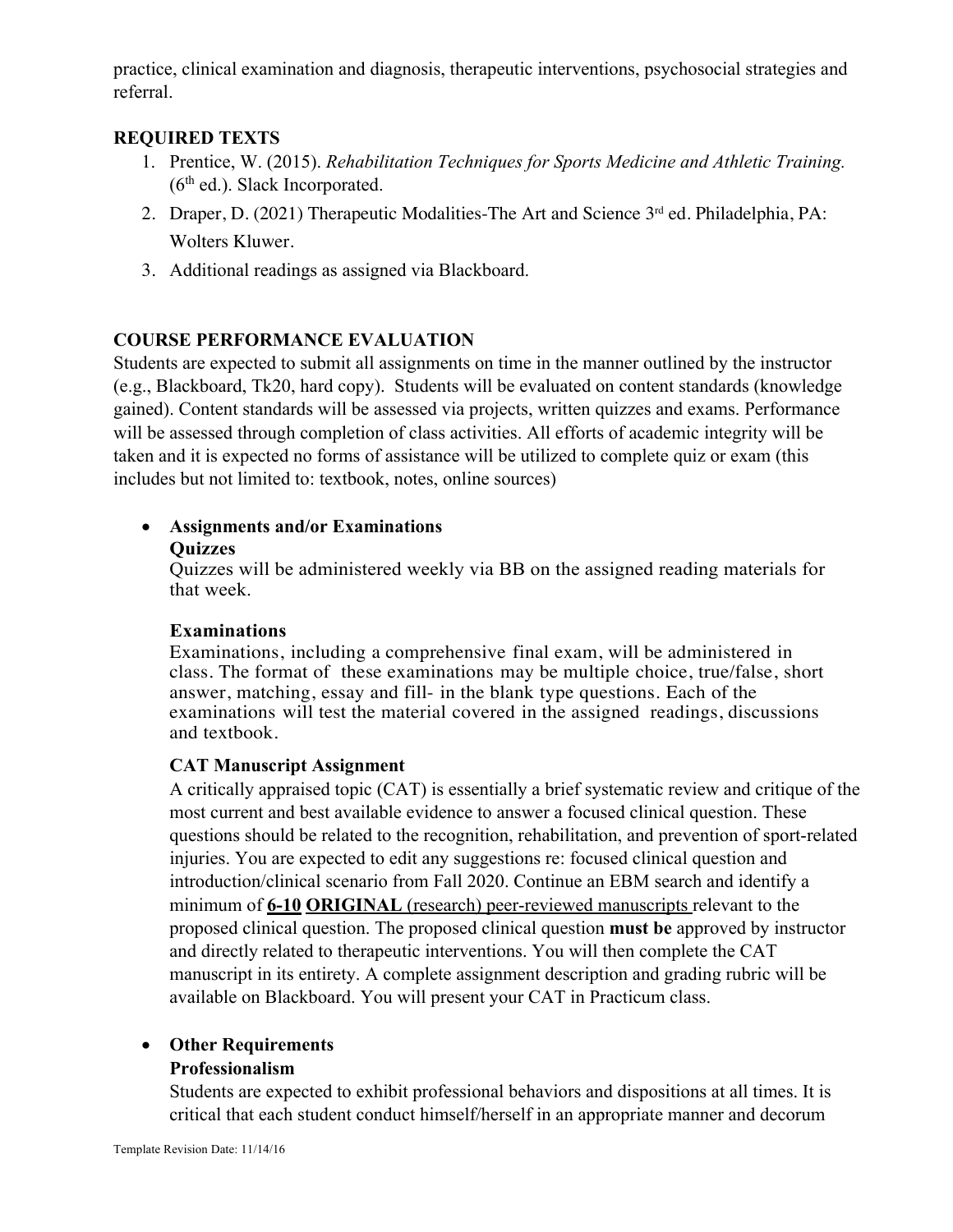practice, clinical examination and diagnosis, therapeutic interventions, psychosocial strategies and referral.

## REQUIRED TEXTS

1. Prentice, W. (2015). *Rehabilitation Techniques for Sports Medicine and Athletic Training.* (6th ed.). Slack Incorporated.
2. Draper, D. (2021) Therapeutic Modalities-The Art and Science 3rd ed. Philadelphia, PA: Wolters Kluwer.
3. Additional readings as assigned via Blackboard.

## COURSE PERFORMANCE EVALUATION

Students are expected to submit all assignments on time in the manner outlined by the instructor (e.g., Blackboard, Tk20, hard copy). Students will be evaluated on content standards (knowledge gained). Content standards will be assessed via projects, written quizzes and exams. Performance will be assessed through completion of class activities. All efforts of academic integrity will be taken and it is expected no forms of assistance will be utilized to complete quiz or exam (this includes but not limited to: textbook, notes, online sources)

- **Assignments and/or Examinations**

  **Quizzes**

  Quizzes will be administered weekly via BB on the assigned reading materials for that week.

  **Examinations**

  Examinations, including a comprehensive final exam, will be administered in class. The format of these examinations may be multiple choice, true/false, short answer, matching, essay and fill- in the blank type questions. Each of the examinations will test the material covered in the assigned readings, discussions and textbook.

  **CAT Manuscript Assignment**

  A critically appraised topic (CAT) is essentially a brief systematic review and critique of the most current and best available evidence to answer a focused clinical question. These questions should be related to the recognition, rehabilitation, and prevention of sport-related injuries. You are expected to edit any suggestions re: focused clinical question and introduction/clinical scenario from Fall 2020. Continue an EBM search and identify a minimum of **6-10** **ORIGINAL** (research) peer-reviewed manuscripts relevant to the proposed clinical question. The proposed clinical question **must be** approved by instructor and directly related to therapeutic interventions. You will then complete the CAT manuscript in its entirety. A complete assignment description and grading rubric will be available on Blackboard. You will present your CAT in Practicum class.

- **Other Requirements**

  **Professionalism**

  Students are expected to exhibit professional behaviors and dispositions at all times. It is critical that each student conduct himself/herself in an appropriate manner and decorum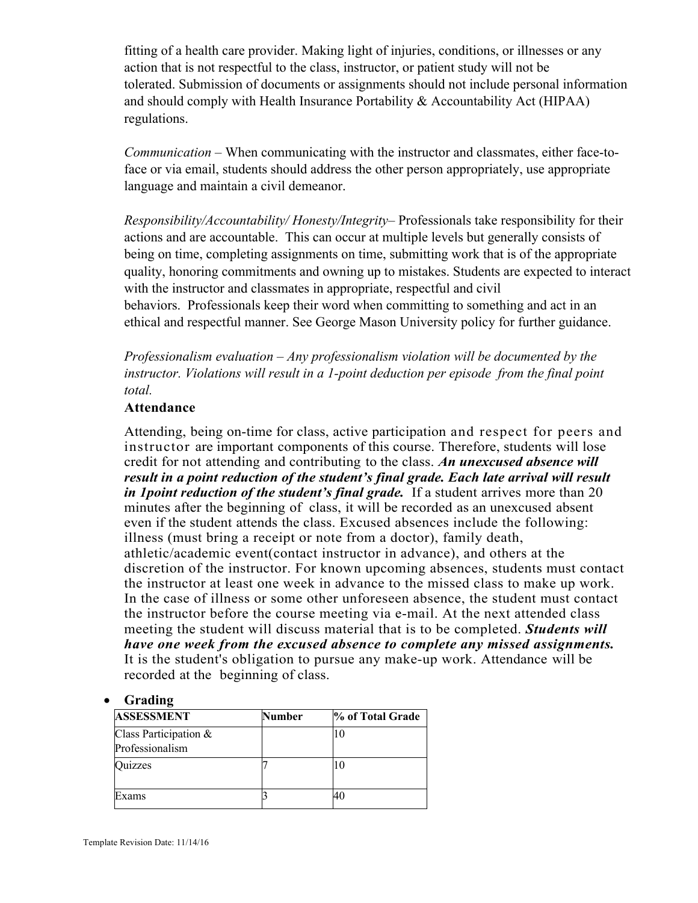fitting of a health care provider. Making light of injuries, conditions, or illnesses or any action that is not respectful to the class, instructor, or patient study will not be tolerated. Submission of documents or assignments should not include personal information and should comply with Health Insurance Portability & Accountability Act (HIPAA) regulations.

*Communication* – When communicating with the instructor and classmates, either face-to-face or via email, students should address the other person appropriately, use appropriate language and maintain a civil demeanor.

*Responsibility/Accountability/ Honesty/Integrity*– Professionals take responsibility for their actions and are accountable. This can occur at multiple levels but generally consists of being on time, completing assignments on time, submitting work that is of the appropriate quality, honoring commitments and owning up to mistakes. Students are expected to interact with the instructor and classmates in appropriate, respectful and civil behaviors. Professionals keep their word when committing to something and act in an ethical and respectful manner. See George Mason University policy for further guidance.

*Professionalism evaluation – Any professionalism violation will be documented by the instructor. Violations will result in a 1-point deduction per episode from the final point total.*

**Attendance**

Attending, being on-time for class, active participation and respect for peers and instructor are important components of this course. Therefore, students will lose credit for not attending and contributing to the class. ***An unexcused absence will result in a point reduction of the student's final grade. Each late arrival will result in 1point reduction of the student's final grade.*** If a student arrives more than 20 minutes after the beginning of class, it will be recorded as an unexcused absent even if the student attends the class. Excused absences include the following: illness (must bring a receipt or note from a doctor), family death, athletic/academic event(contact instructor in advance), and others at the discretion of the instructor. For known upcoming absences, students must contact the instructor at least one week in advance to the missed class to make up work. In the case of illness or some other unforeseen absence, the student must contact the instructor before the course meeting via e-mail. At the next attended class meeting the student will discuss material that is to be completed. ***Students will have one week from the excused absence to complete any missed assignments.*** It is the student's obligation to pursue any make-up work. Attendance will be recorded at the beginning of class.

- **Grading**

| ASSESSMENT | Number | % of Total Grade |
| --- | --- | --- |
| Class Participation & Professionalism | | 10 |
| Quizzes | 7 | 10 |
| Exams | 3 | 40 |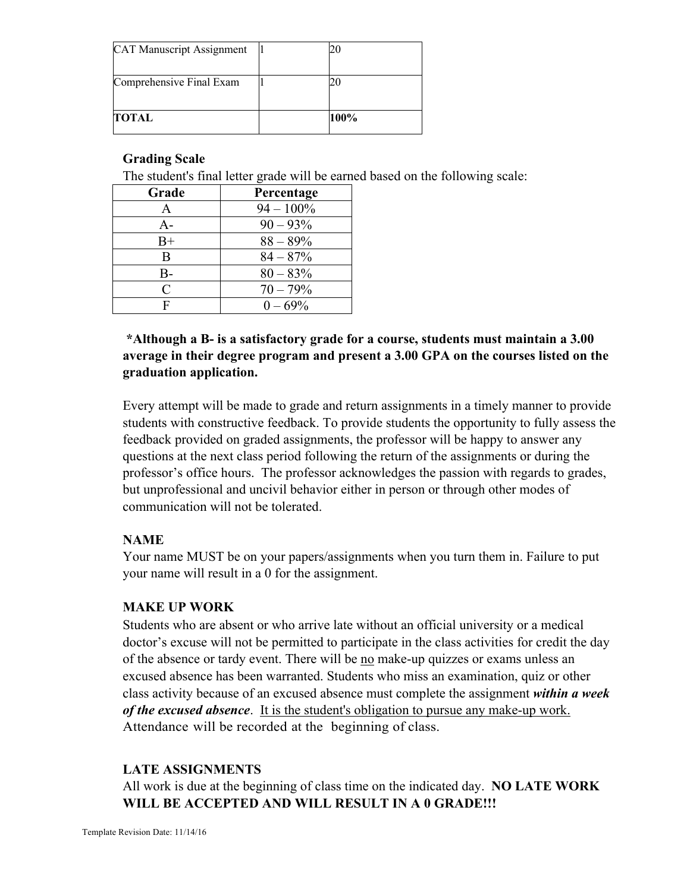| CAT Manuscript Assignment | 1 | 20 |
|---|---|---|
| Comprehensive Final Exam | 1 | 20 |
| **TOTAL** | | **100%** |

**Grading Scale**

The student's final letter grade will be earned based on the following scale:

| Grade | Percentage |
|---|---|
| A | 94 – 100% |
| A- | 90 – 93% |
| B+ | 88 – 89% |
| B | 84 – 87% |
| B- | 80 – 83% |
| C | 70 – 79% |
| F | 0 – 69% |

**\*Although a B- is a satisfactory grade for a course, students must maintain a 3.00 average in their degree program and present a 3.00 GPA on the courses listed on the graduation application.**

Every attempt will be made to grade and return assignments in a timely manner to provide students with constructive feedback. To provide students the opportunity to fully assess the feedback provided on graded assignments, the professor will be happy to answer any questions at the next class period following the return of the assignments or during the professor's office hours. The professor acknowledges the passion with regards to grades, but unprofessional and uncivil behavior either in person or through other modes of communication will not be tolerated.

**NAME**

Your name MUST be on your papers/assignments when you turn them in. Failure to put your name will result in a 0 for the assignment.

**MAKE UP WORK**

Students who are absent or who arrive late without an official university or a medical doctor's excuse will not be permitted to participate in the class activities for credit the day of the absence or tardy event. There will be <u>no</u> make-up quizzes or exams unless an excused absence has been warranted. Students who miss an examination, quiz or other class activity because of an excused absence must complete the assignment ***within a week of the excused absence***. <u>It is the student's obligation to pursue any make-up work.</u> Attendance will be recorded at the beginning of class.

**LATE ASSIGNMENTS**

All work is due at the beginning of class time on the indicated day. **NO LATE WORK WILL BE ACCEPTED AND WILL RESULT IN A 0 GRADE!!!**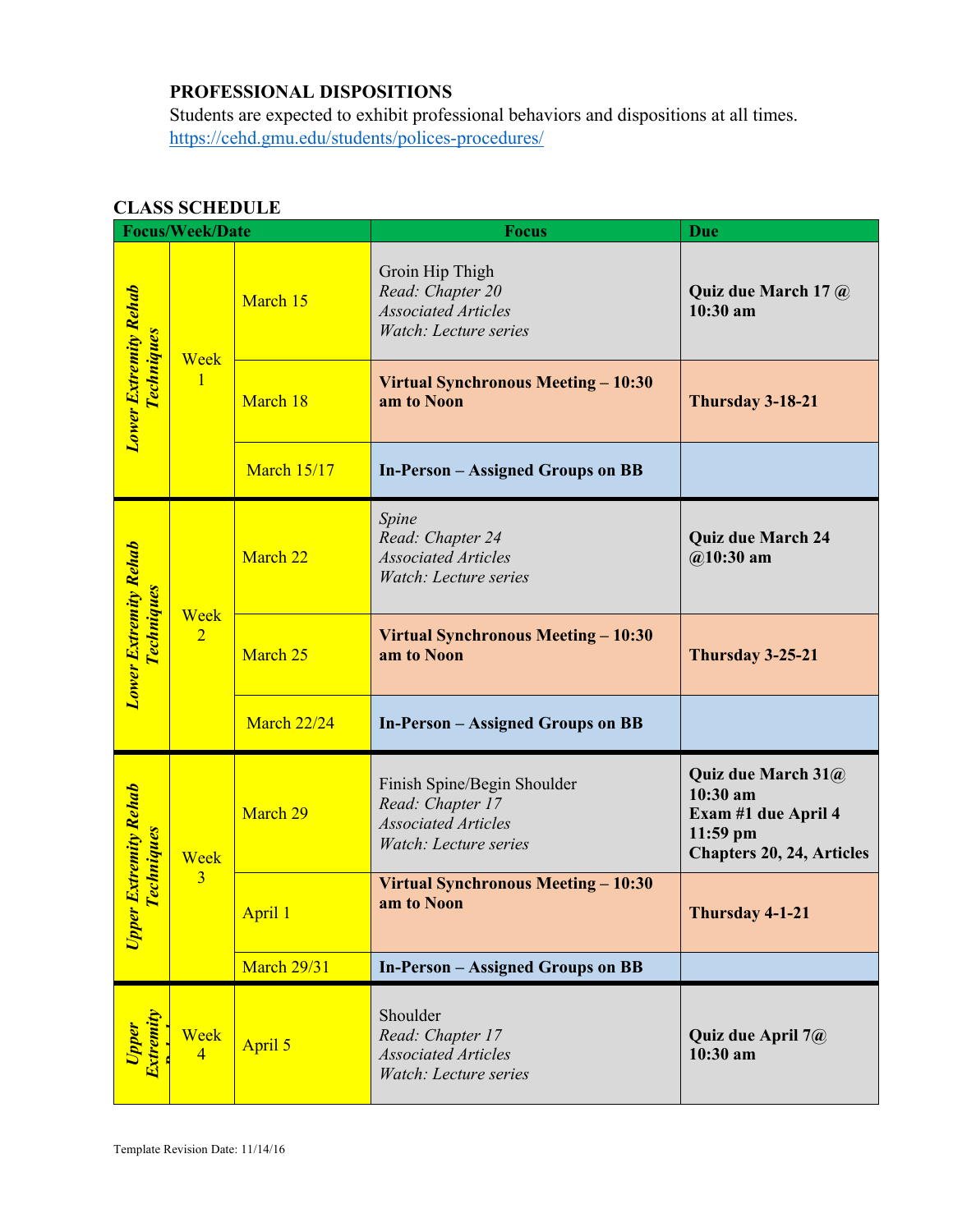**PROFESSIONAL DISPOSITIONS**

Students are expected to exhibit professional behaviors and dispositions at all times.
https://cehd.gmu.edu/students/polices-procedures/

**CLASS SCHEDULE**

| Focus/Week/Date | | | Focus | Due |
|---|---|---|---|---|
| *Lower Extremity Rehab Techniques* | Week 1 | March 15 | Groin Hip Thigh<br>*Read: Chapter 20*<br>*Associated Articles*<br>*Watch: Lecture series* | **Quiz due March 17 @ 10:30 am** |
| | | March 18 | **Virtual Synchronous Meeting – 10:30 am to Noon** | **Thursday 3-18-21** |
| | | March 15/17 | **In-Person – Assigned Groups on BB** | |
| *Lower Extremity Rehab Techniques* | Week 2 | March 22 | *Spine*<br>*Read: Chapter 24*<br>*Associated Articles*<br>*Watch: Lecture series* | **Quiz due March 24 @10:30 am** |
| | | March 25 | **Virtual Synchronous Meeting – 10:30 am to Noon** | **Thursday 3-25-21** |
| | | March 22/24 | **In-Person – Assigned Groups on BB** | |
| *Upper Extremity Rehab Techniques* | Week 3 | March 29 | Finish Spine/Begin Shoulder<br>*Read: Chapter 17*<br>*Associated Articles*<br>*Watch: Lecture series* | **Quiz due March 31@ 10:30 am**<br>**Exam #1 due April 4 11:59 pm**<br>**Chapters 20, 24, Articles** |
| | | April 1 | **Virtual Synchronous Meeting – 10:30 am to Noon** | **Thursday 4-1-21** |
| | | March 29/31 | **In-Person – Assigned Groups on BB** | |
| *Upper Extremity Rehab* | Week 4 | April 5 | Shoulder<br>*Read: Chapter 17*<br>*Associated Articles*<br>*Watch: Lecture series* | **Quiz due April 7@ 10:30 am** |

Template Revision Date: 11/14/16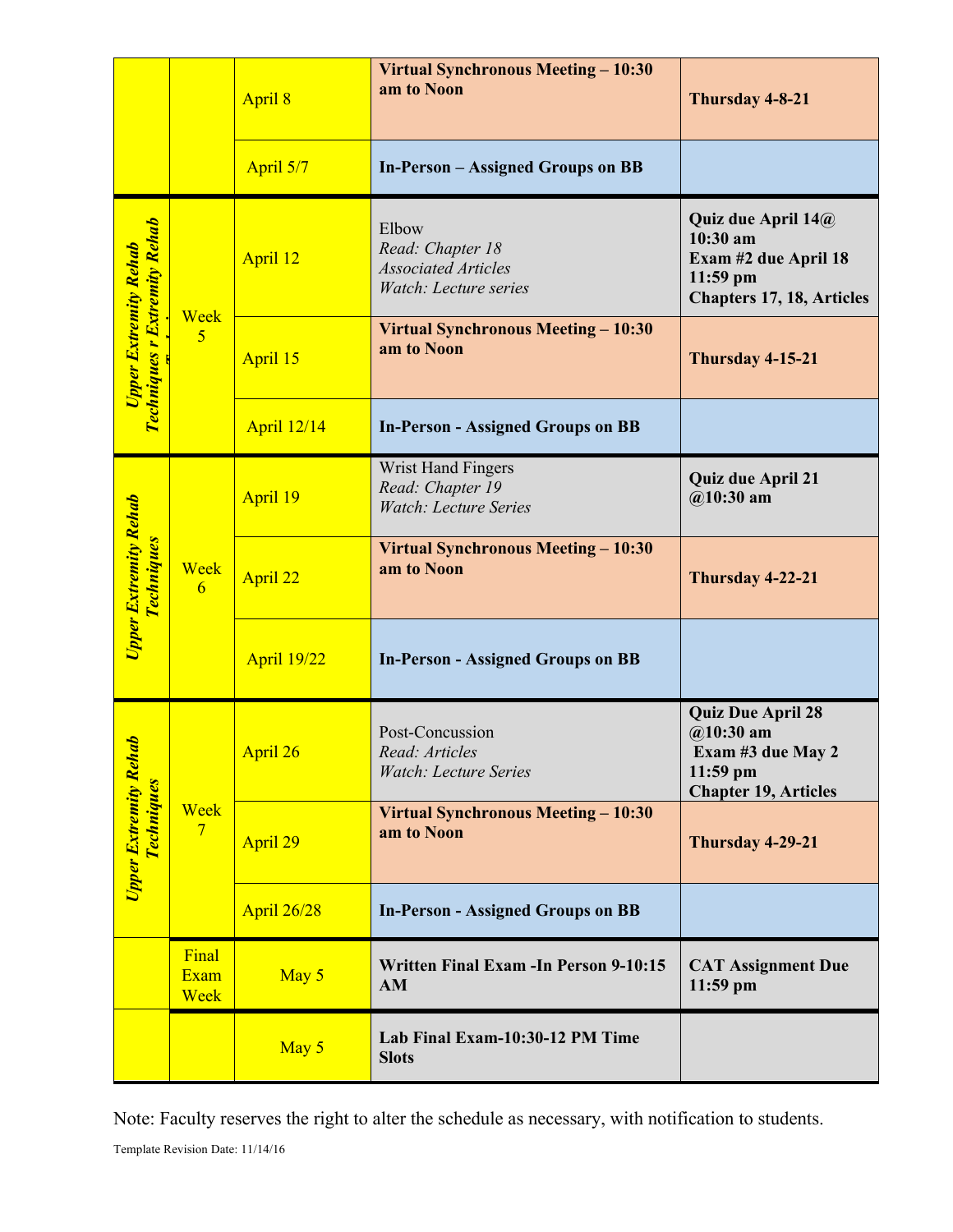| | | | | |
|---|---|---|---|---|
| | | April 8 | **Virtual Synchronous Meeting – 10:30 am to Noon** | **Thursday 4-8-21** |
| | | April 5/7 | **In-Person – Assigned Groups on BB** | |
| ***Upper Extremity Rehab Techniques r Extremity Rehab*** | Week 5 | April 12 | Elbow<br>*Read: Chapter 18*<br>*Associated Articles*<br>*Watch: Lecture series* | **Quiz due April 14@ 10:30 am**<br>**Exam #2 due April 18 11:59 pm**<br>**Chapters 17, 18, Articles** |
| | | April 15 | **Virtual Synchronous Meeting – 10:30 am to Noon** | **Thursday 4-15-21** |
| | | April 12/14 | **In-Person - Assigned Groups on BB** | |
| ***Upper Extremity Rehab Techniques*** | Week 6 | April 19 | Wrist Hand Fingers<br>*Read: Chapter 19*<br>*Watch: Lecture Series* | **Quiz due April 21 @10:30 am** |
| | | April 22 | **Virtual Synchronous Meeting – 10:30 am to Noon** | **Thursday 4-22-21** |
| | | April 19/22 | **In-Person - Assigned Groups on BB** | |
| ***Upper Extremity Rehab Techniques*** | Week 7 | April 26 | Post-Concussion<br>*Read: Articles*<br>*Watch: Lecture Series* | **Quiz Due April 28 @10:30 am**<br>**Exam #3 due May 2 11:59 pm**<br>**Chapter 19, Articles** |
| | | April 29 | **Virtual Synchronous Meeting – 10:30 am to Noon** | **Thursday 4-29-21** |
| | | April 26/28 | **In-Person - Assigned Groups on BB** | |
| | Final Exam Week | May 5 | **Written Final Exam -In Person 9-10:15 AM** | **CAT Assignment Due 11:59 pm** |
| | | May 5 | **Lab Final Exam-10:30-12 PM Time Slots** | |

Note: Faculty reserves the right to alter the schedule as necessary, with notification to students.

Template Revision Date: 11/14/16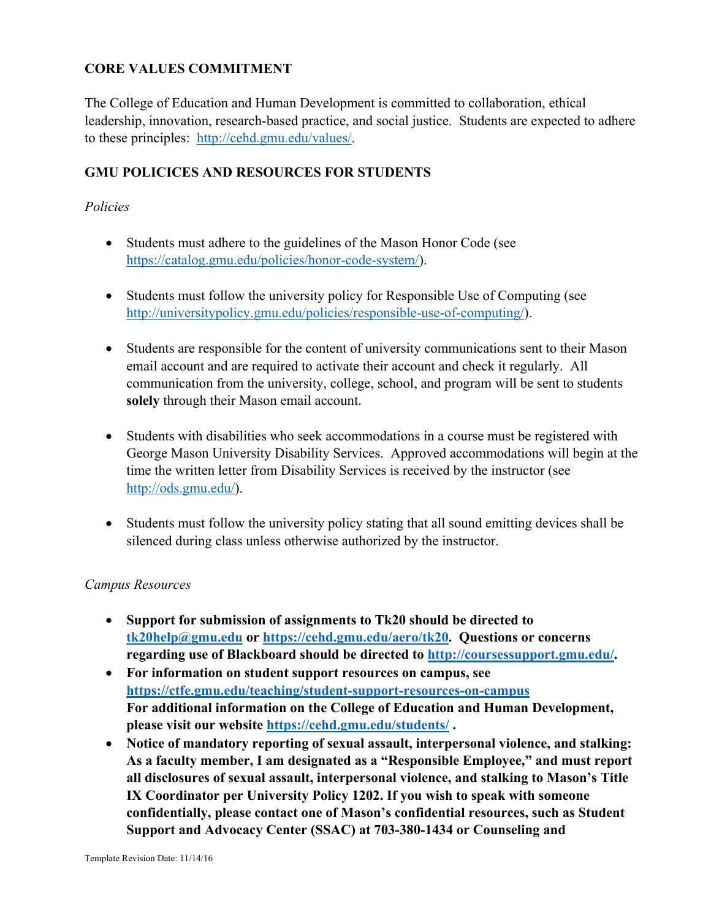## CORE VALUES COMMITMENT

The College of Education and Human Development is committed to collaboration, ethical leadership, innovation, research-based practice, and social justice. Students are expected to adhere to these principles: http://cehd.gmu.edu/values/.

## GMU POLICICES AND RESOURCES FOR STUDENTS

*Policies*

- Students must adhere to the guidelines of the Mason Honor Code (see https://catalog.gmu.edu/policies/honor-code-system/).
- Students must follow the university policy for Responsible Use of Computing (see http://universitypolicy.gmu.edu/policies/responsible-use-of-computing/).
- Students are responsible for the content of university communications sent to their Mason email account and are required to activate their account and check it regularly. All communication from the university, college, school, and program will be sent to students **solely** through their Mason email account.
- Students with disabilities who seek accommodations in a course must be registered with George Mason University Disability Services. Approved accommodations will begin at the time the written letter from Disability Services is received by the instructor (see http://ods.gmu.edu/).
- Students must follow the university policy stating that all sound emitting devices shall be silenced during class unless otherwise authorized by the instructor.

*Campus Resources*

- **Support for submission of assignments to Tk20 should be directed to tk20help@gmu.edu or https://cehd.gmu.edu/aero/tk20. Questions or concerns regarding use of Blackboard should be directed to http://coursessupport.gmu.edu/.**
- **For information on student support resources on campus, see https://ctfe.gmu.edu/teaching/student-support-resources-on-campus For additional information on the College of Education and Human Development, please visit our website https://cehd.gmu.edu/students/ .**
- **Notice of mandatory reporting of sexual assault, interpersonal violence, and stalking: As a faculty member, I am designated as a "Responsible Employee," and must report all disclosures of sexual assault, interpersonal violence, and stalking to Mason's Title IX Coordinator per University Policy 1202. If you wish to speak with someone confidentially, please contact one of Mason's confidential resources, such as Student Support and Advocacy Center (SSAC) at 703-380-1434 or Counseling and**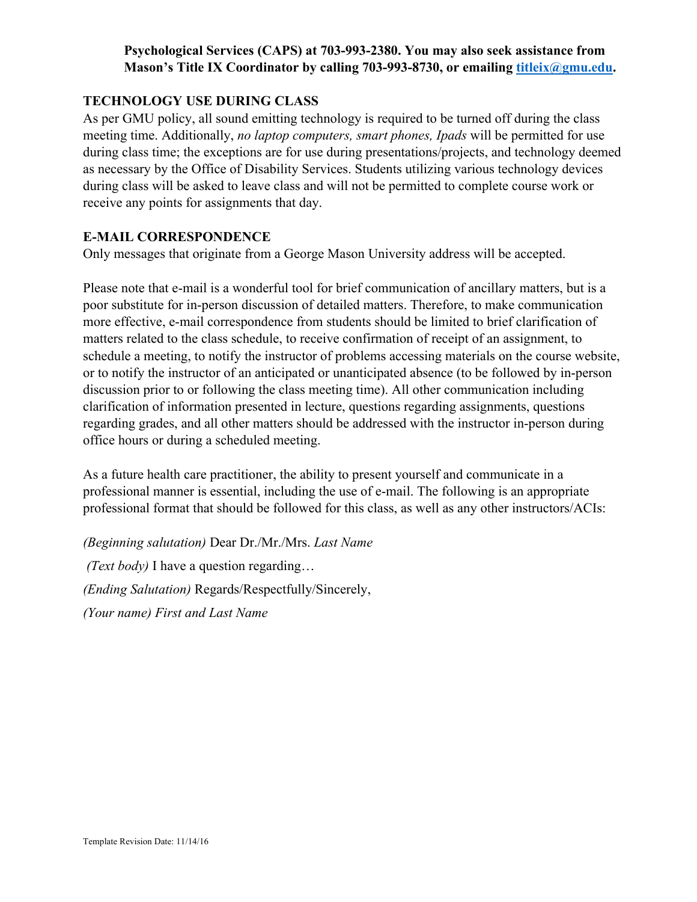**Psychological Services (CAPS) at 703-993-2380. You may also seek assistance from Mason's Title IX Coordinator by calling 703-993-8730, or emailing [titleix@gmu.edu](mailto:titleix@gmu.edu).**

## TECHNOLOGY USE DURING CLASS

As per GMU policy, all sound emitting technology is required to be turned off during the class meeting time. Additionally, *no laptop computers, smart phones, Ipads* will be permitted for use during class time; the exceptions are for use during presentations/projects, and technology deemed as necessary by the Office of Disability Services. Students utilizing various technology devices during class will be asked to leave class and will not be permitted to complete course work or receive any points for assignments that day.

## E-MAIL CORRESPONDENCE

Only messages that originate from a George Mason University address will be accepted.

Please note that e-mail is a wonderful tool for brief communication of ancillary matters, but is a poor substitute for in-person discussion of detailed matters. Therefore, to make communication more effective, e-mail correspondence from students should be limited to brief clarification of matters related to the class schedule, to receive confirmation of receipt of an assignment, to schedule a meeting, to notify the instructor of problems accessing materials on the course website, or to notify the instructor of an anticipated or unanticipated absence (to be followed by in-person discussion prior to or following the class meeting time). All other communication including clarification of information presented in lecture, questions regarding assignments, questions regarding grades, and all other matters should be addressed with the instructor in-person during office hours or during a scheduled meeting.

As a future health care practitioner, the ability to present yourself and communicate in a professional manner is essential, including the use of e-mail. The following is an appropriate professional format that should be followed for this class, as well as any other instructors/ACIs:

*(Beginning salutation)* Dear Dr./Mr./Mrs. *Last Name*

*(Text body)* I have a question regarding…

*(Ending Salutation)* Regards/Respectfully/Sincerely,

*(Your name) First and Last Name*

Template Revision Date: 11/14/16